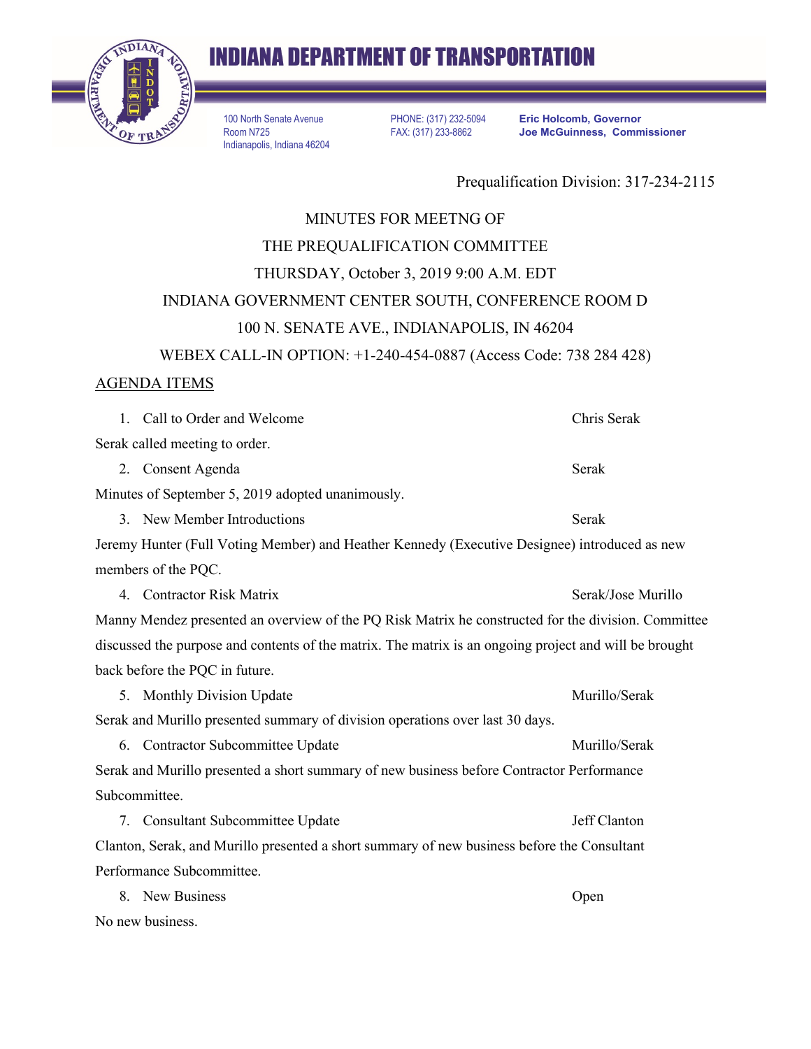# INDIANA DEPARTMENT OF TRANSPORTATION

100 North Senate Avenue
Room N725
Indianapolis, Indiana 46204

PHONE: (317) 232-5094
FAX: (317) 233-8862

**Eric Holcomb, Governor**
**Joe McGuinness, Commissioner**

Prequalification Division: 317-234-2115

MINUTES FOR MEETNG OF
THE PREQUALIFICATION COMMITTEE
THURSDAY, October 3, 2019 9:00 A.M. EDT
INDIANA GOVERNMENT CENTER SOUTH, CONFERENCE ROOM D
100 N. SENATE AVE., INDIANAPOLIS, IN 46204
WEBEX CALL-IN OPTION: +1-240-454-0887 (Access Code: 738 284 428)

## AGENDA ITEMS

1. Call to Order and Welcome — Chris Serak

Serak called meeting to order.

2. Consent Agenda — Serak

Minutes of September 5, 2019 adopted unanimously.

3. New Member Introductions — Serak

Jeremy Hunter (Full Voting Member) and Heather Kennedy (Executive Designee) introduced as new members of the PQC.

4. Contractor Risk Matrix — Serak/Jose Murillo

Manny Mendez presented an overview of the PQ Risk Matrix he constructed for the division. Committee discussed the purpose and contents of the matrix. The matrix is an ongoing project and will be brought back before the PQC in future.

5. Monthly Division Update — Murillo/Serak

Serak and Murillo presented summary of division operations over last 30 days.

6. Contractor Subcommittee Update — Murillo/Serak

Serak and Murillo presented a short summary of new business before Contractor Performance Subcommittee.

7. Consultant Subcommittee Update — Jeff Clanton

Clanton, Serak, and Murillo presented a short summary of new business before the Consultant Performance Subcommittee.

8. New Business — Open

No new business.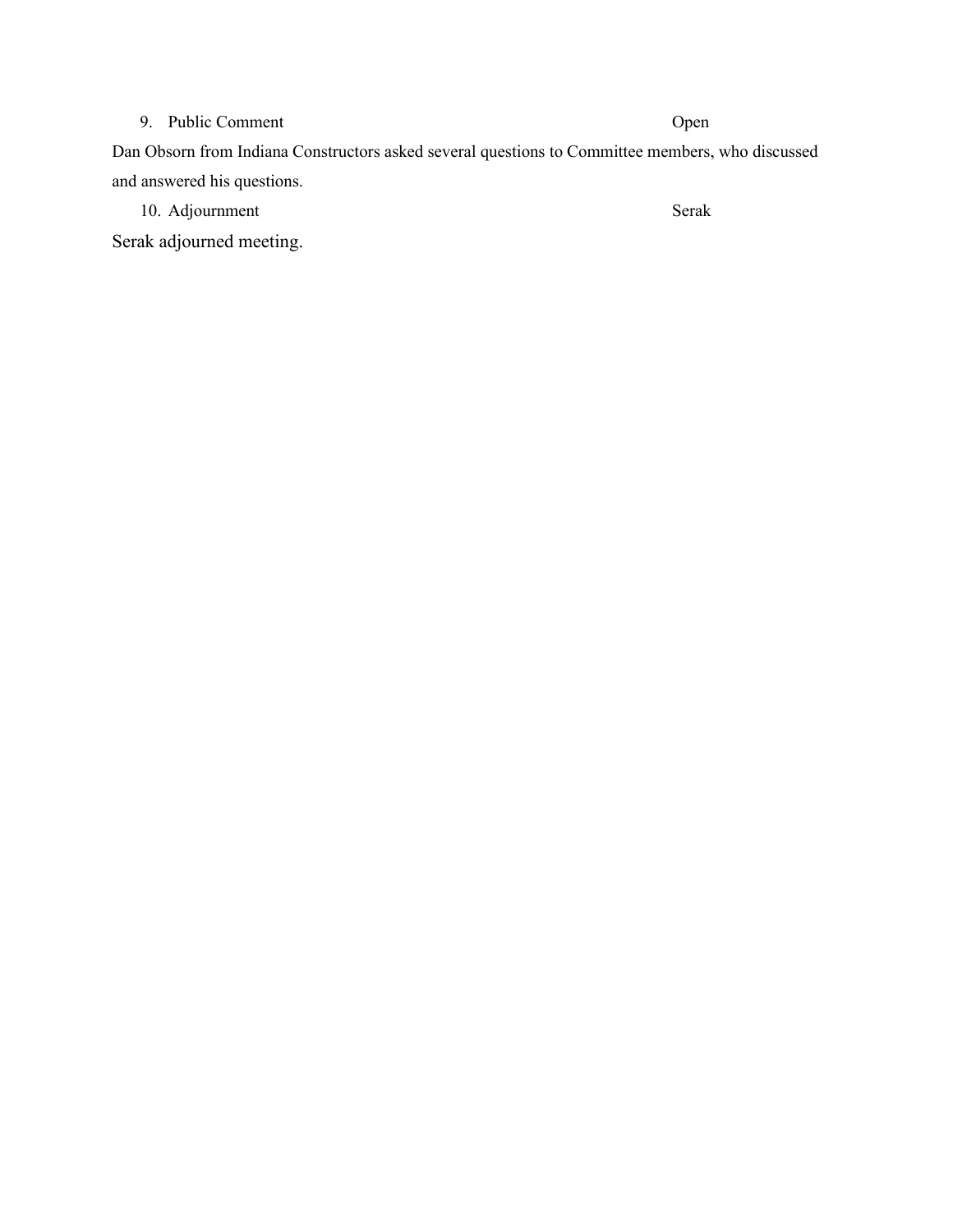9. Public Comment Open

Dan Obsorn from Indiana Constructors asked several questions to Committee members, who discussed and answered his questions.

10. Adjournment Serak

Serak adjourned meeting.